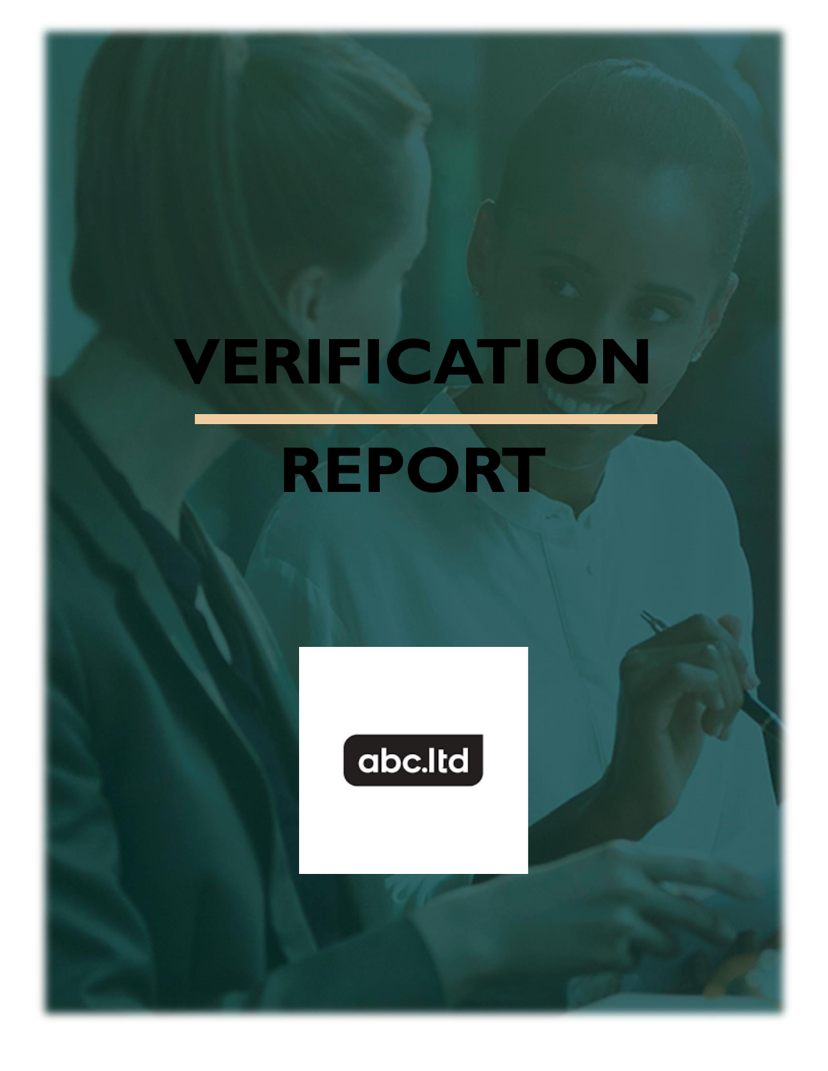# VERIFICATION

# REPORT

abc.ltd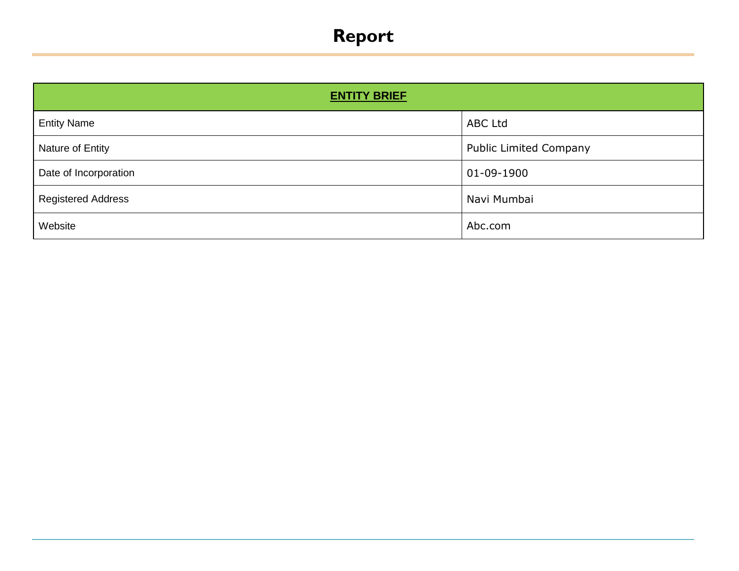# Report

| ENTITY BRIEF | |
|---|---|
| Entity Name | ABC Ltd |
| Nature of Entity | Public Limited Company |
| Date of Incorporation | 01-09-1900 |
| Registered Address | Navi Mumbai |
| Website | Abc.com |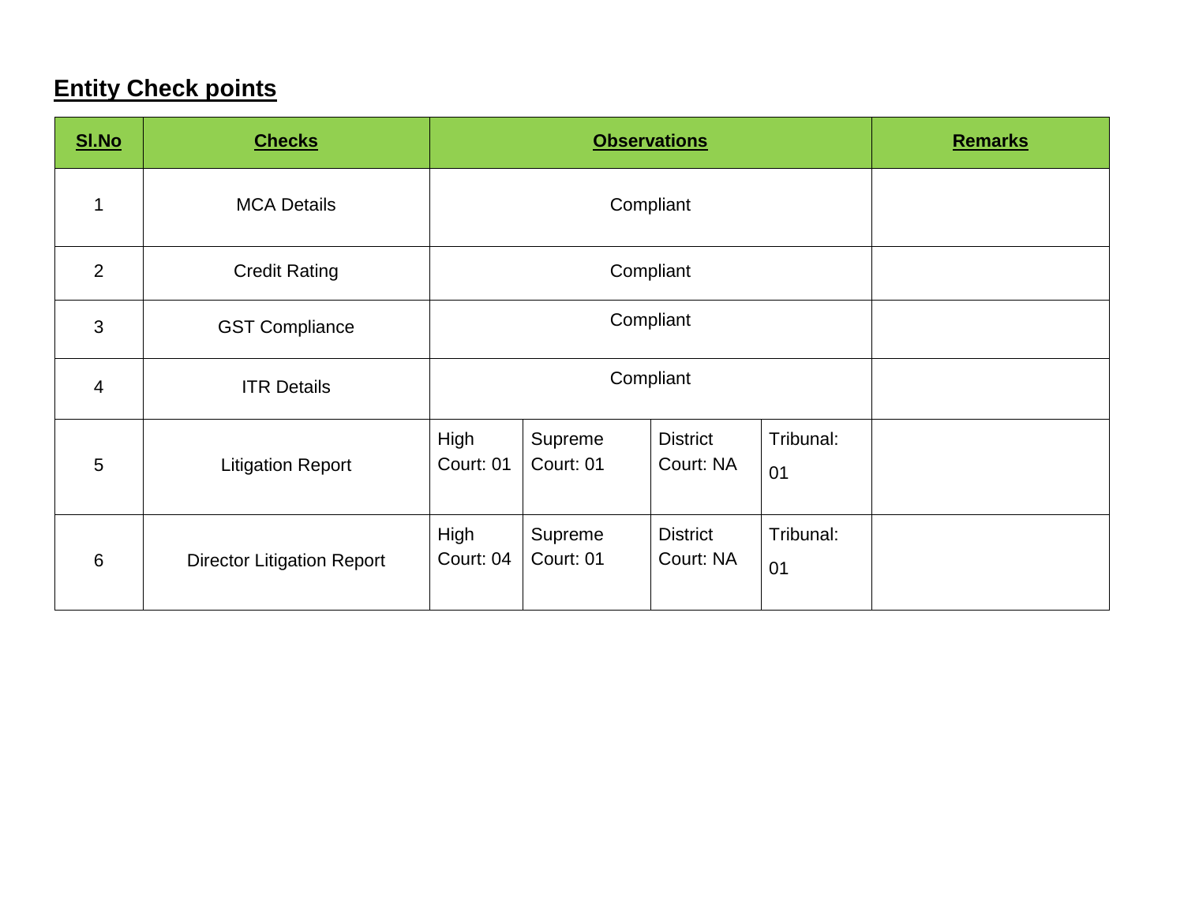## Entity Check points

| Sl.No | Checks | Observations | | | | Remarks |
|---|---|---|---|---|---|---|
| 1 | MCA Details | Compliant | | | | |
| 2 | Credit Rating | Compliant | | | | |
| 3 | GST Compliance | Compliant | | | | |
| 4 | ITR Details | Compliant | | | | |
| 5 | Litigation Report | High Court: 01 | Supreme Court: 01 | District Court: NA | Tribunal: 01 | |
| 6 | Director Litigation Report | High Court: 04 | Supreme Court: 01 | District Court: NA | Tribunal: 01 | |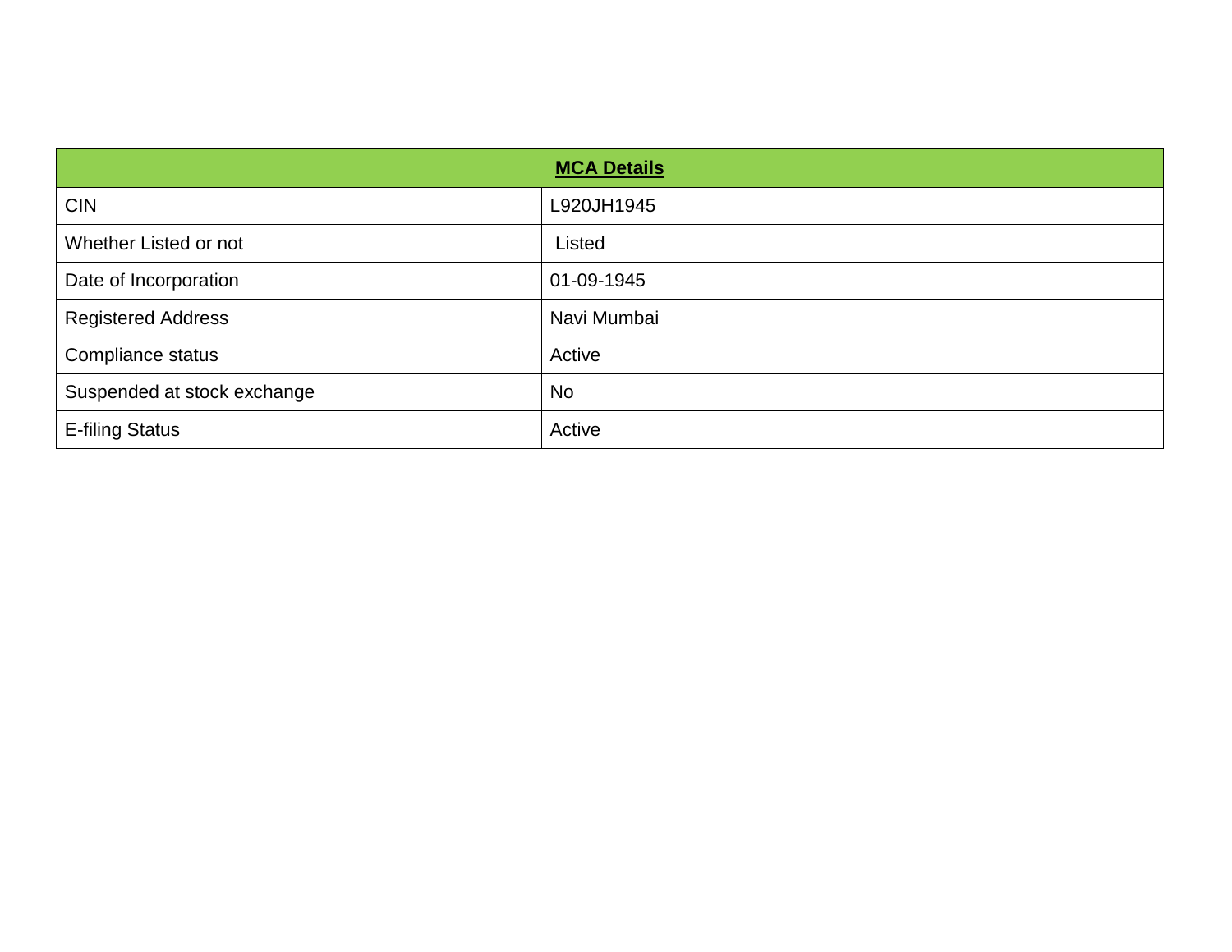| MCA Details | |
|---|---|
| CIN | L920JH1945 |
| Whether Listed or not | Listed |
| Date of Incorporation | 01-09-1945 |
| Registered Address | Navi Mumbai |
| Compliance status | Active |
| Suspended at stock exchange | No |
| E-filing Status | Active |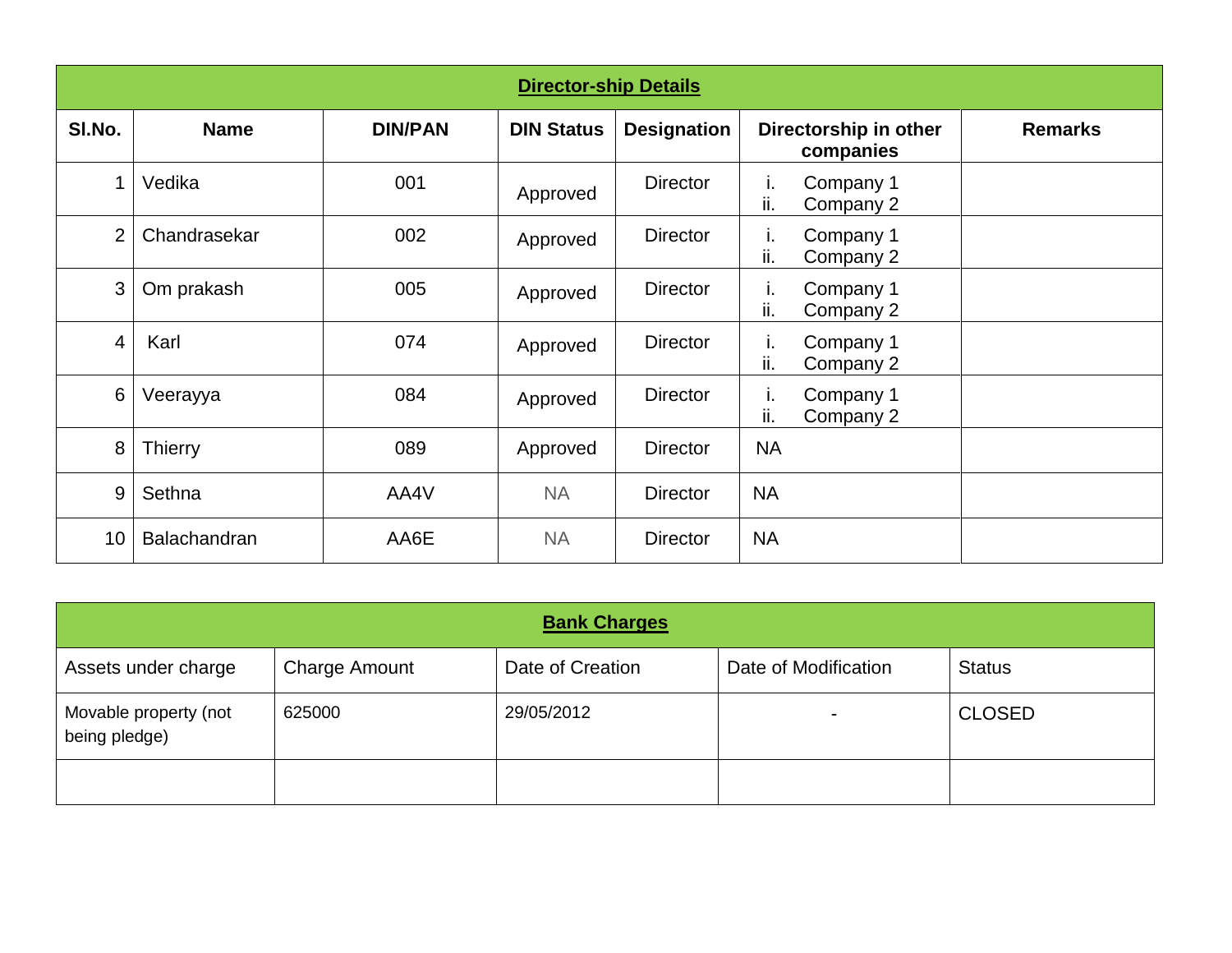| **Director-ship Details** | | | | | | |
|---|---|---|---|---|---|---|
| **Sl.No.** | **Name** | **DIN/PAN** | **DIN Status** | **Designation** | **Directorship in other companies** | **Remarks** |
| 1 | Vedika | 001 | Approved | Director | i. Company 1<br>ii. Company 2 | |
| 2 | Chandrasekar | 002 | Approved | Director | i. Company 1<br>ii. Company 2 | |
| 3 | Om prakash | 005 | Approved | Director | i. Company 1<br>ii. Company 2 | |
| 4 | Karl | 074 | Approved | Director | i. Company 1<br>ii. Company 2 | |
| 6 | Veerayya | 084 | Approved | Director | i. Company 1<br>ii. Company 2 | |
| 8 | Thierry | 089 | Approved | Director | NA | |
| 9 | Sethna | AA4V | NA | Director | NA | |
| 10 | Balachandran | AA6E | NA | Director | NA | |

| **Bank Charges** | | | | |
|---|---|---|---|---|
| Assets under charge | Charge Amount | Date of Creation | Date of Modification | Status |
| Movable property (not being pledge) | 625000 | 29/05/2012 | - | CLOSED |
| | | | | |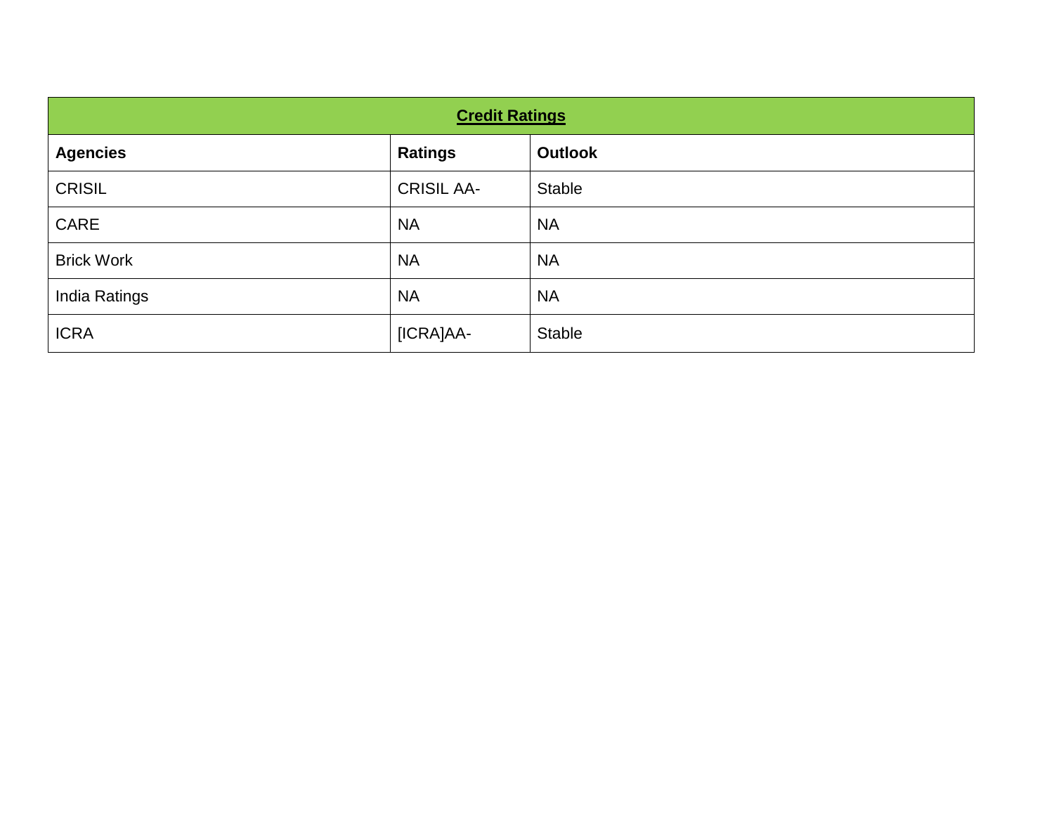| Credit Ratings | | |
|---|---|---|
| **Agencies** | **Ratings** | **Outlook** |
| CRISIL | CRISIL AA- | Stable |
| CARE | NA | NA |
| Brick Work | NA | NA |
| India Ratings | NA | NA |
| ICRA | [ICRA]AA- | Stable |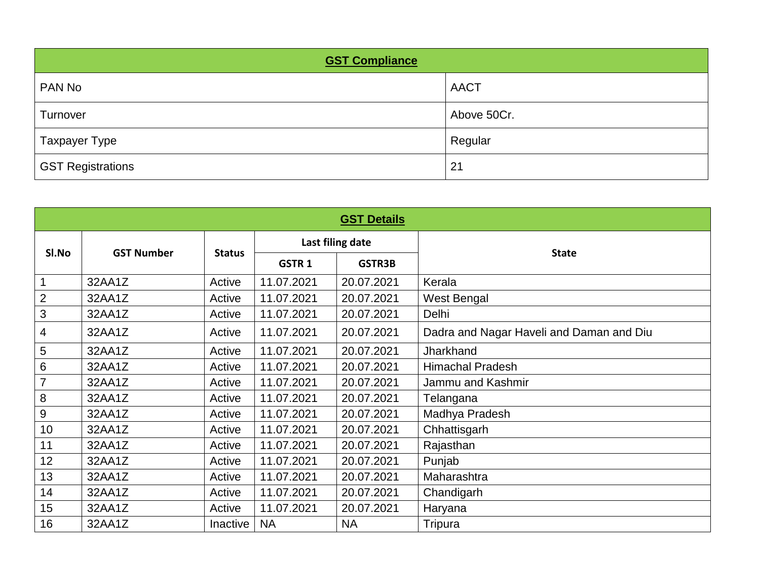| **GST Compliance** | |
|---|---|
| PAN No | AACT |
| Turnover | Above 50Cr. |
| Taxpayer Type | Regular |
| GST Registrations | 21 |

| **GST Details** | | | | | |
|---|---|---|---|---|---|
| **Sl.No** | **GST Number** | **Status** | **Last filing date** | | **State** |
| | | | **GSTR 1** | **GSTR3B** | |
| 1 | 32AA1Z | Active | 11.07.2021 | 20.07.2021 | Kerala |
| 2 | 32AA1Z | Active | 11.07.2021 | 20.07.2021 | West Bengal |
| 3 | 32AA1Z | Active | 11.07.2021 | 20.07.2021 | Delhi |
| 4 | 32AA1Z | Active | 11.07.2021 | 20.07.2021 | Dadra and Nagar Haveli and Daman and Diu |
| 5 | 32AA1Z | Active | 11.07.2021 | 20.07.2021 | Jharkhand |
| 6 | 32AA1Z | Active | 11.07.2021 | 20.07.2021 | Himachal Pradesh |
| 7 | 32AA1Z | Active | 11.07.2021 | 20.07.2021 | Jammu and Kashmir |
| 8 | 32AA1Z | Active | 11.07.2021 | 20.07.2021 | Telangana |
| 9 | 32AA1Z | Active | 11.07.2021 | 20.07.2021 | Madhya Pradesh |
| 10 | 32AA1Z | Active | 11.07.2021 | 20.07.2021 | Chhattisgarh |
| 11 | 32AA1Z | Active | 11.07.2021 | 20.07.2021 | Rajasthan |
| 12 | 32AA1Z | Active | 11.07.2021 | 20.07.2021 | Punjab |
| 13 | 32AA1Z | Active | 11.07.2021 | 20.07.2021 | Maharashtra |
| 14 | 32AA1Z | Active | 11.07.2021 | 20.07.2021 | Chandigarh |
| 15 | 32AA1Z | Active | 11.07.2021 | 20.07.2021 | Haryana |
| 16 | 32AA1Z | Inactive | NA | NA | Tripura |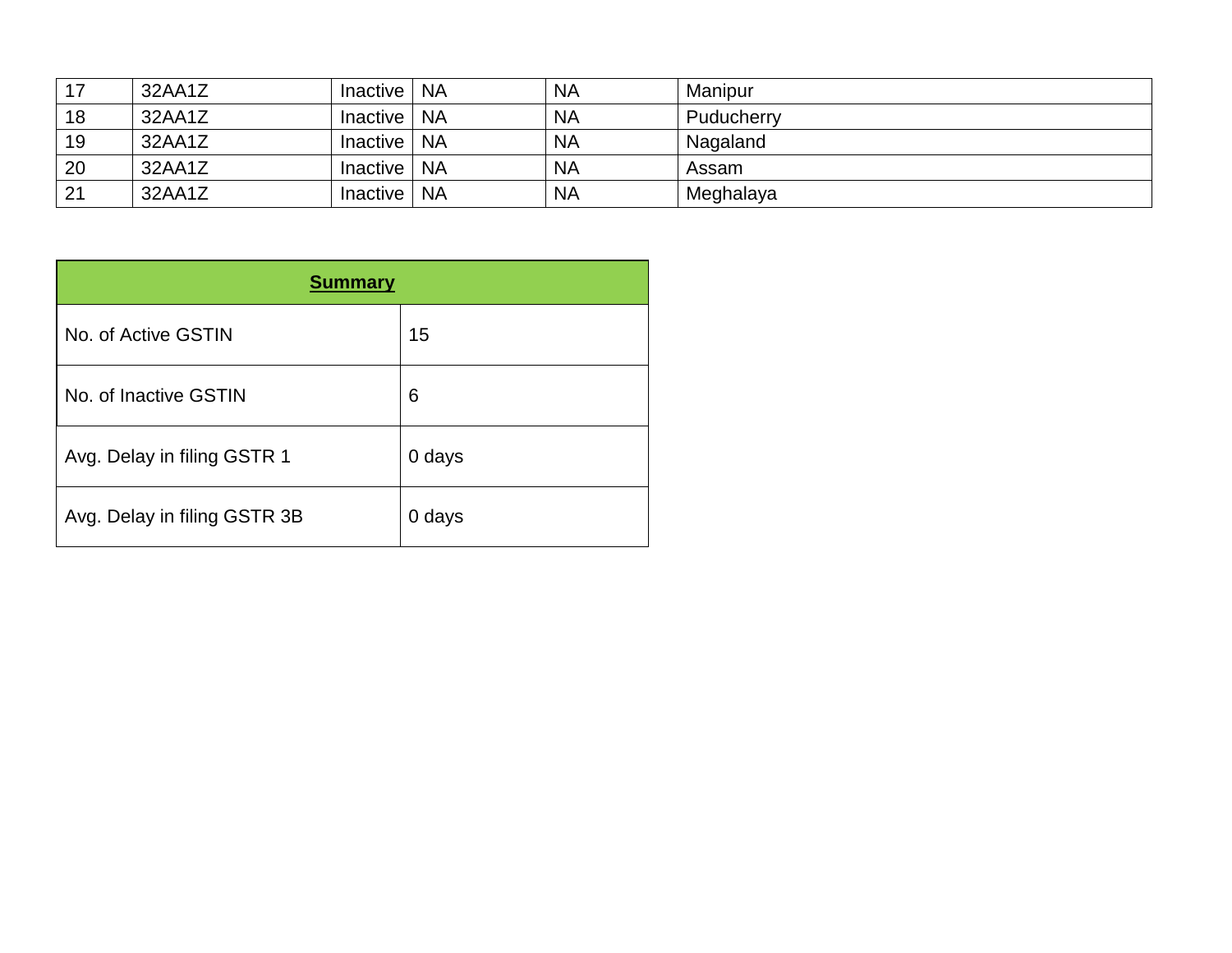| | | | | | |
|---|---|---|---|---|---|
| 17 | 32AA1Z | Inactive | NA | NA | Manipur |
| 18 | 32AA1Z | Inactive | NA | NA | Puducherry |
| 19 | 32AA1Z | Inactive | NA | NA | Nagaland |
| 20 | 32AA1Z | Inactive | NA | NA | Assam |
| 21 | 32AA1Z | Inactive | NA | NA | Meghalaya |

| **Summary** | |
|---|---|
| No. of Active GSTIN | 15 |
| No. of Inactive GSTIN | 6 |
| Avg. Delay in filing GSTR 1 | 0 days |
| Avg. Delay in filing GSTR 3B | 0 days |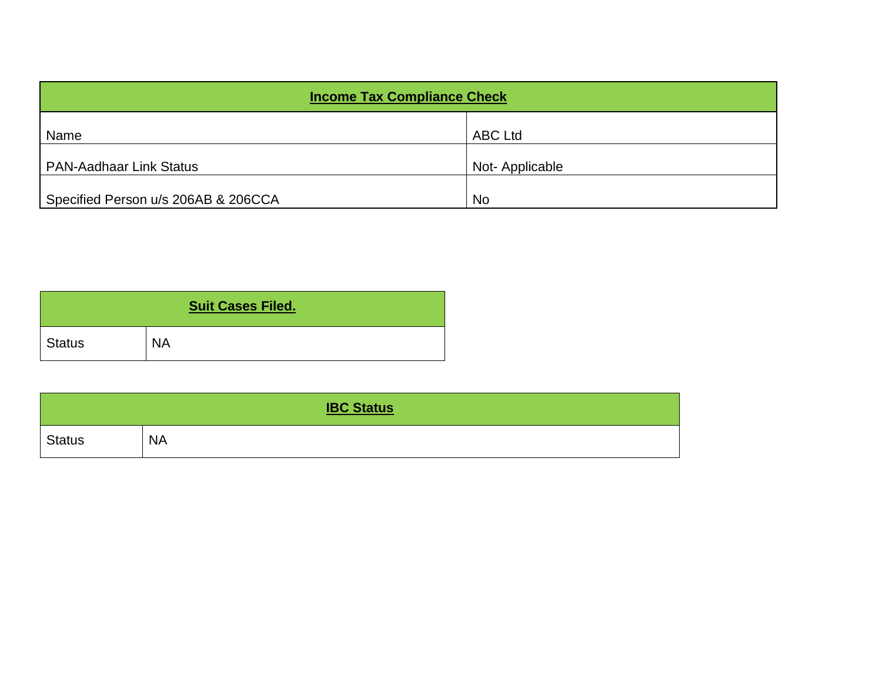| Income Tax Compliance Check | |
|---|---|
| Name | ABC Ltd |
| PAN-Aadhaar Link Status | Not- Applicable |
| Specified Person u/s 206AB & 206CCA | No |

| Suit Cases Filed. | |
|---|---|
| Status | NA |

| IBC Status | |
|---|---|
| Status | NA |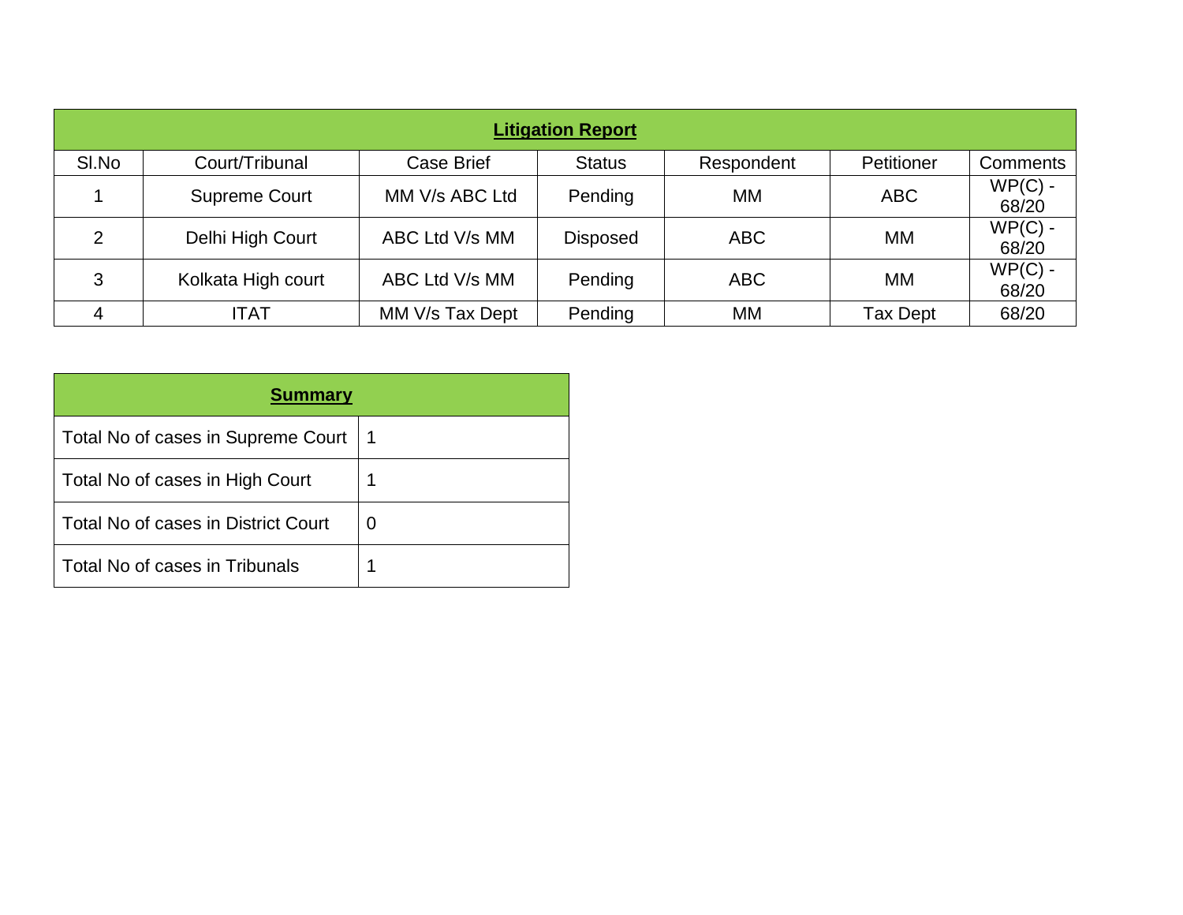| Litigation Report | | | | | | |
|---|---|---|---|---|---|---|
| Sl.No | Court/Tribunal | Case Brief | Status | Respondent | Petitioner | Comments |
| 1 | Supreme Court | MM V/s ABC Ltd | Pending | MM | ABC | WP(C) - 68/20 |
| 2 | Delhi High Court | ABC Ltd V/s MM | Disposed | ABC | MM | WP(C) - 68/20 |
| 3 | Kolkata High court | ABC Ltd V/s MM | Pending | ABC | MM | WP(C) - 68/20 |
| 4 | ITAT | MM V/s Tax Dept | Pending | MM | Tax Dept | 68/20 |

| Summary | |
|---|---|
| Total No of cases in Supreme Court | 1 |
| Total No of cases in High Court | 1 |
| Total No of cases in District Court | 0 |
| Total No of cases in Tribunals | 1 |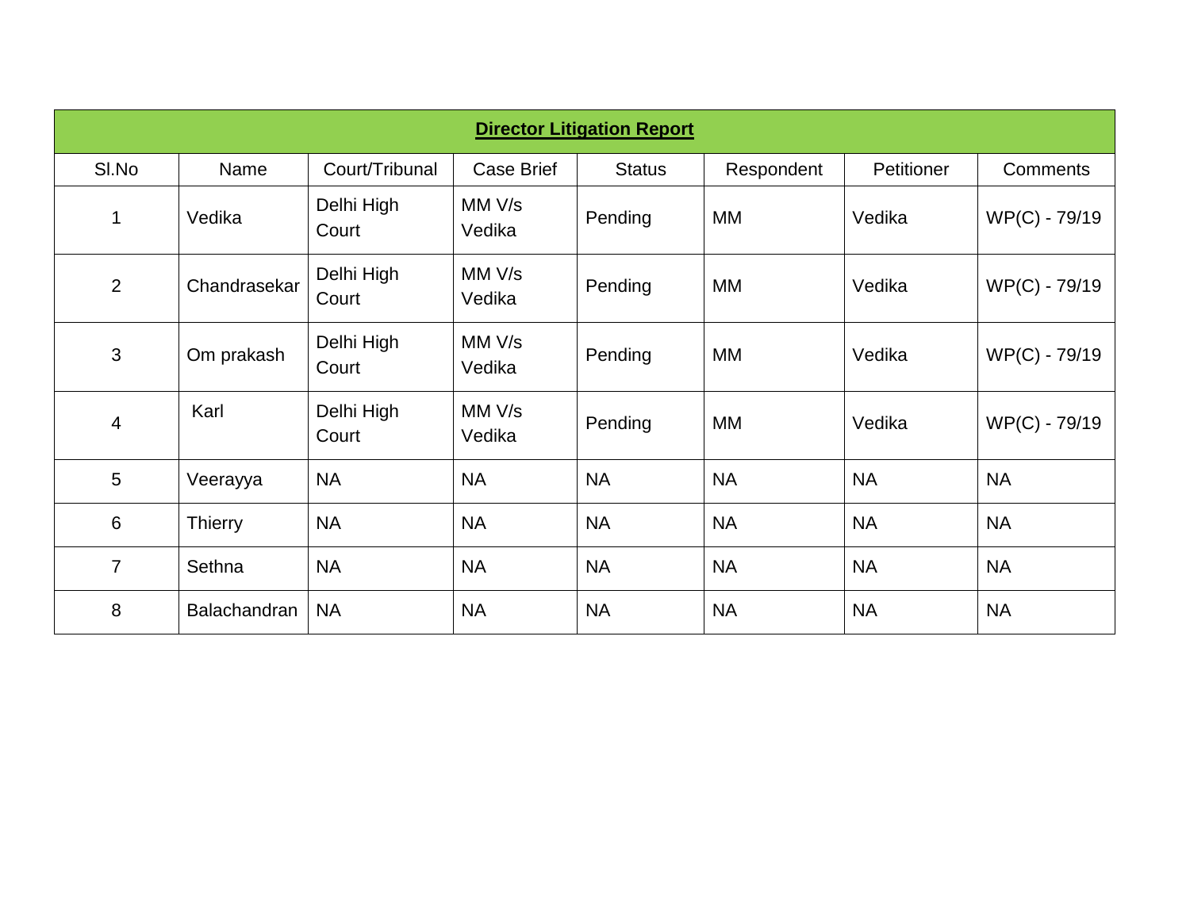| **Director Litigation Report** | | | | | | | |
|---|---|---|---|---|---|---|---|
| Sl.No | Name | Court/Tribunal | Case Brief | Status | Respondent | Petitioner | Comments |
| 1 | Vedika | Delhi High Court | MM V/s Vedika | Pending | MM | Vedika | WP(C) - 79/19 |
| 2 | Chandrasekar | Delhi High Court | MM V/s Vedika | Pending | MM | Vedika | WP(C) - 79/19 |
| 3 | Om prakash | Delhi High Court | MM V/s Vedika | Pending | MM | Vedika | WP(C) - 79/19 |
| 4 | Karl | Delhi High Court | MM V/s Vedika | Pending | MM | Vedika | WP(C) - 79/19 |
| 5 | Veerayya | NA | NA | NA | NA | NA | NA |
| 6 | Thierry | NA | NA | NA | NA | NA | NA |
| 7 | Sethna | NA | NA | NA | NA | NA | NA |
| 8 | Balachandran | NA | NA | NA | NA | NA | NA |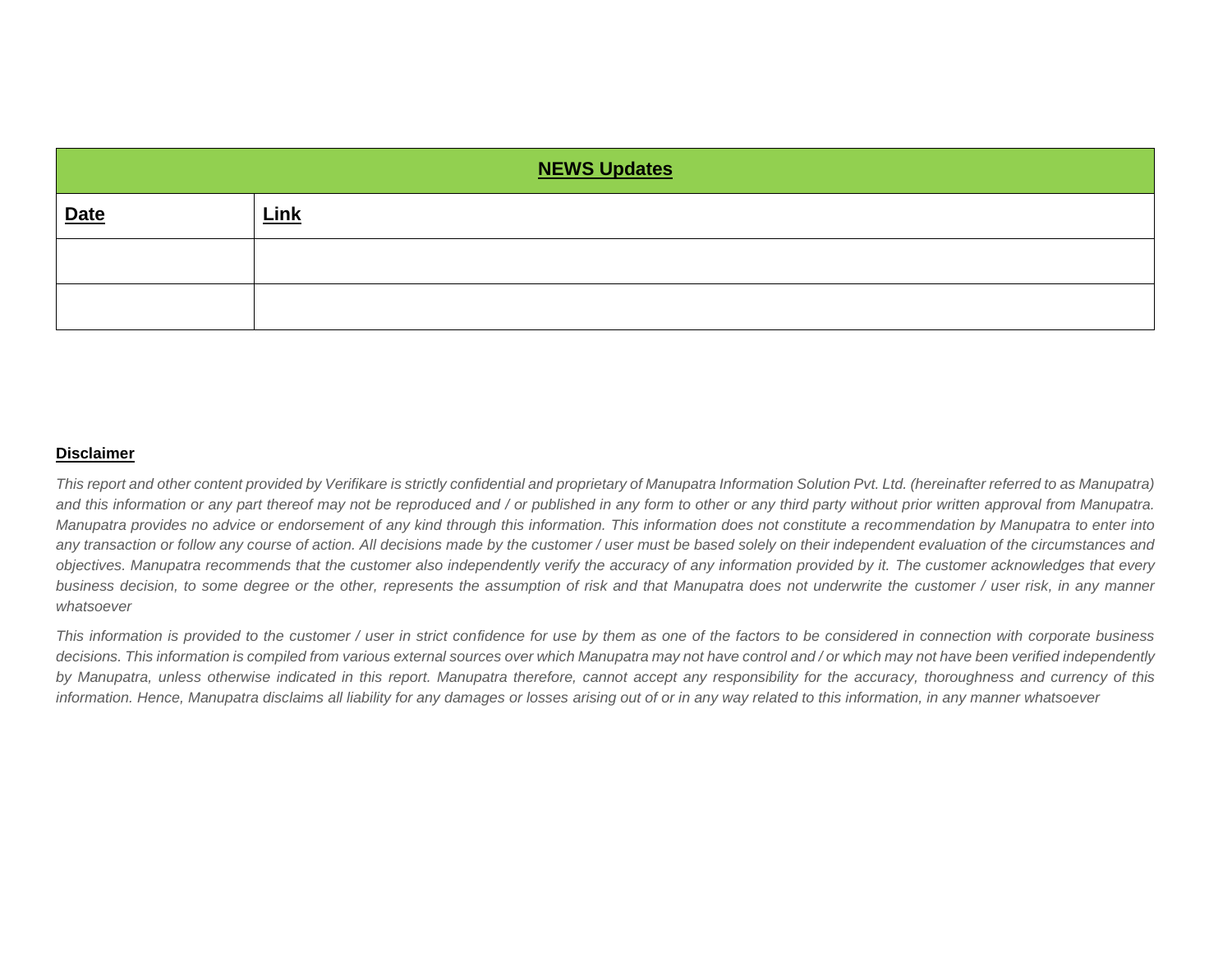| NEWS Updates | |
|---|---|
| **Date** | **Link** |
| | |
| | |

**Disclaimer**

*This report and other content provided by Verifikare is strictly confidential and proprietary of Manupatra Information Solution Pvt. Ltd. (hereinafter referred to as Manupatra) and this information or any part thereof may not be reproduced and / or published in any form to other or any third party without prior written approval from Manupatra. Manupatra provides no advice or endorsement of any kind through this information. This information does not constitute a recommendation by Manupatra to enter into any transaction or follow any course of action. All decisions made by the customer / user must be based solely on their independent evaluation of the circumstances and objectives. Manupatra recommends that the customer also independently verify the accuracy of any information provided by it. The customer acknowledges that every business decision, to some degree or the other, represents the assumption of risk and that Manupatra does not underwrite the customer / user risk, in any manner whatsoever*

*This information is provided to the customer / user in strict confidence for use by them as one of the factors to be considered in connection with corporate business decisions. This information is compiled from various external sources over which Manupatra may not have control and / or which may not have been verified independently by Manupatra, unless otherwise indicated in this report. Manupatra therefore, cannot accept any responsibility for the accuracy, thoroughness and currency of this information. Hence, Manupatra disclaims all liability for any damages or losses arising out of or in any way related to this information, in any manner whatsoever*